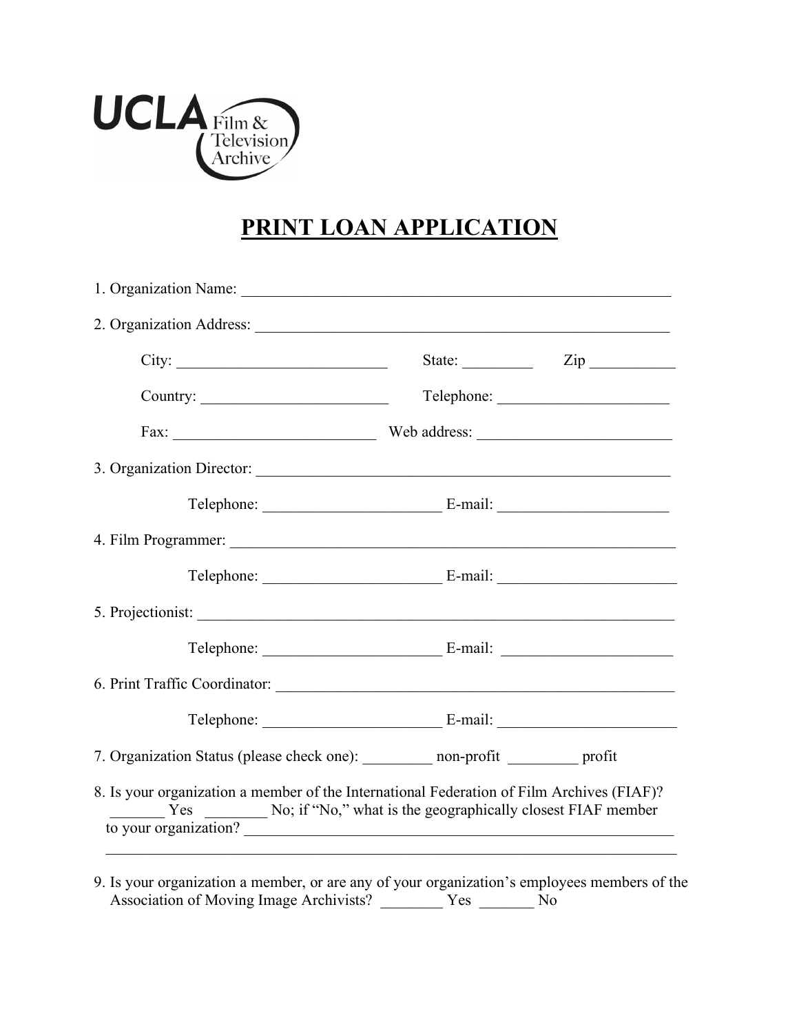UCLA Film & Television Archive

# PRINT LOAN APPLICATION

1. Organization Name: ___________________________________________________________

2. Organization Address: _________________________________________________________

   City: ___________________________ State: _________ Zip ___________

   Country: ________________________ Telephone: ______________________

   Fax: __________________________ Web address: _________________________

3. Organization Director: _________________________________________________________

   Telephone: ______________________ E-mail: ______________________

4. Film Programmer: _____________________________________________________________

   Telephone: ______________________ E-mail: ______________________

5. Projectionist: _________________________________________________________________

   Telephone: ______________________ E-mail: ______________________

6. Print Traffic Coordinator: _____________________________________________________

   Telephone: ______________________ E-mail: ______________________

7. Organization Status (please check one): _________ non-profit _________ profit

8. Is your organization a member of the International Federation of Film Archives (FIAF)?
   _______ Yes ________ No; if "No," what is the geographically closest FIAF member to your organization? ___________________________________________________________
   ___________________________________________________________________________

9. Is your organization a member, or are any of your organization's employees members of the Association of Moving Image Archivists? ________ Yes _______ No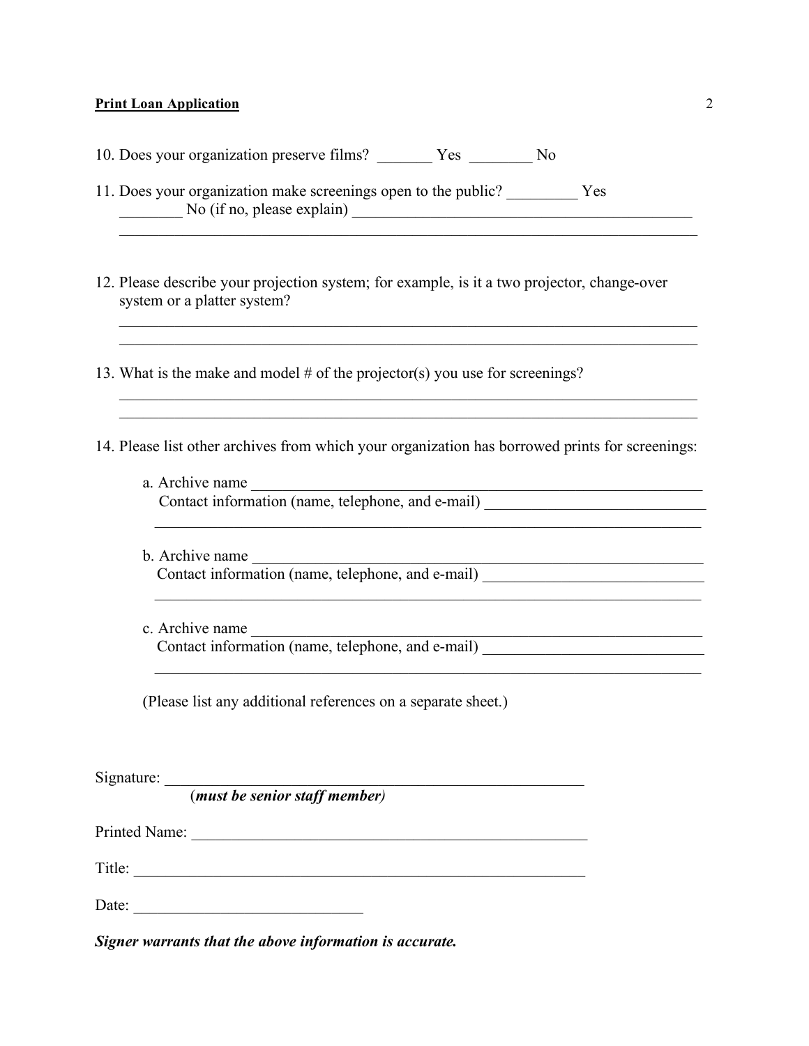**Print Loan Application**

10. Does your organization preserve films? _______ Yes ________ No

11. Does your organization make screenings open to the public? _________ Yes ________ No (if no, please explain) _____________________________________________
_____________________________________________________________________________

12. Please describe your projection system; for example, is it a two projector, change-over system or a platter system?
_____________________________________________________________________________
_____________________________________________________________________________

13. What is the make and model # of the projector(s) you use for screenings?
_____________________________________________________________________________
_____________________________________________________________________________

14. Please list other archives from which your organization has borrowed prints for screenings:

    a. Archive name _____________________________________________________________
    Contact information (name, telephone, and e-mail) ____________________________
    _________________________________________________________________________

    b. Archive name _____________________________________________________________
    Contact information (name, telephone, and e-mail) ____________________________
    _________________________________________________________________________

    c. Archive name _____________________________________________________________
    Contact information (name, telephone, and e-mail) ____________________________
    _________________________________________________________________________

    (Please list any additional references on a separate sheet.)

Signature: _______________________________________________________
(***must be senior staff member)***

Printed Name: ____________________________________________________

Title: __________________________________________________________

Date: _____________________________

***Signer warrants that the above information is accurate.***